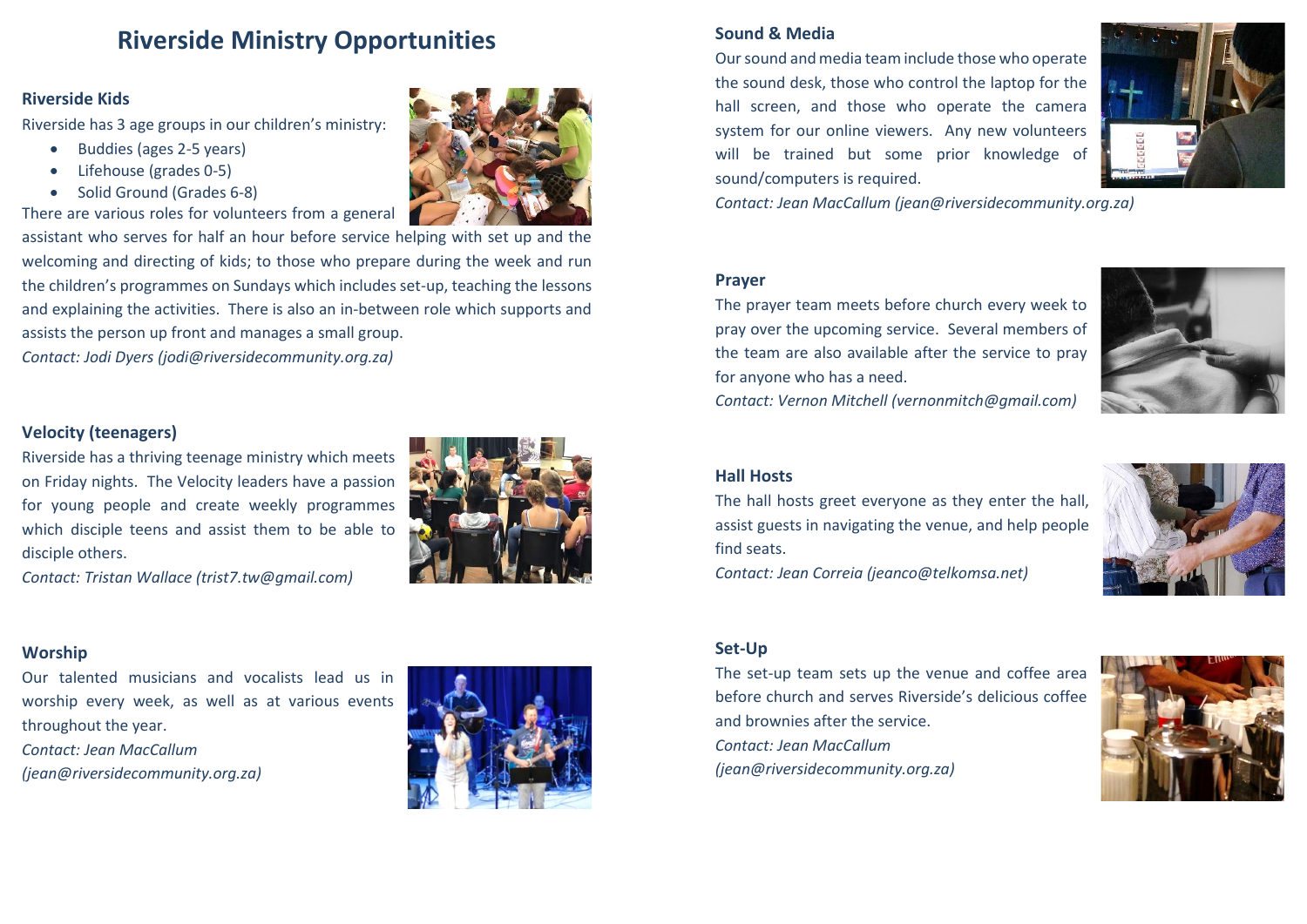# Riverside Ministry Opportunities

## Riverside Kids

Riverside has 3 age groups in our children's ministry:

- Buddies (ages 2-5 years)
- Lifehouse (grades 0-5)
- Solid Ground (Grades 6-8)

There are various roles for volunteers from a general assistant who serves for half an hour before service helping with set up and the welcoming and directing of kids; to those who prepare during the week and run the children's programmes on Sundays which includes set-up, teaching the lessons and explaining the activities. There is also an in-between role which supports and assists the person up front and manages a small group.

*Contact: Jodi Dyers (jodi@riversidecommunity.org.za)*

## Velocity (teenagers)

Riverside has a thriving teenage ministry which meets on Friday nights. The Velocity leaders have a passion for young people and create weekly programmes which disciple teens and assist them to be able to disciple others.

*Contact: Tristan Wallace (trist7.tw@gmail.com)*

## Worship

Our talented musicians and vocalists lead us in worship every week, as well as at various events throughout the year.

*Contact: Jean MacCallum (jean@riversidecommunity.org.za)*

## Sound & Media

Our sound and media team include those who operate the sound desk, those who control the laptop for the hall screen, and those who operate the camera system for our online viewers. Any new volunteers will be trained but some prior knowledge of sound/computers is required.

*Contact: Jean MacCallum (jean@riversidecommunity.org.za)*

## Prayer

The prayer team meets before church every week to pray over the upcoming service. Several members of the team are also available after the service to pray for anyone who has a need.

*Contact: Vernon Mitchell (vernonmitch@gmail.com)*

## Hall Hosts

The hall hosts greet everyone as they enter the hall, assist guests in navigating the venue, and help people find seats.

*Contact: Jean Correia (jeanco@telkomsa.net)*

## Set-Up

The set-up team sets up the venue and coffee area before church and serves Riverside's delicious coffee and brownies after the service.

*Contact: Jean MacCallum (jean@riversidecommunity.org.za)*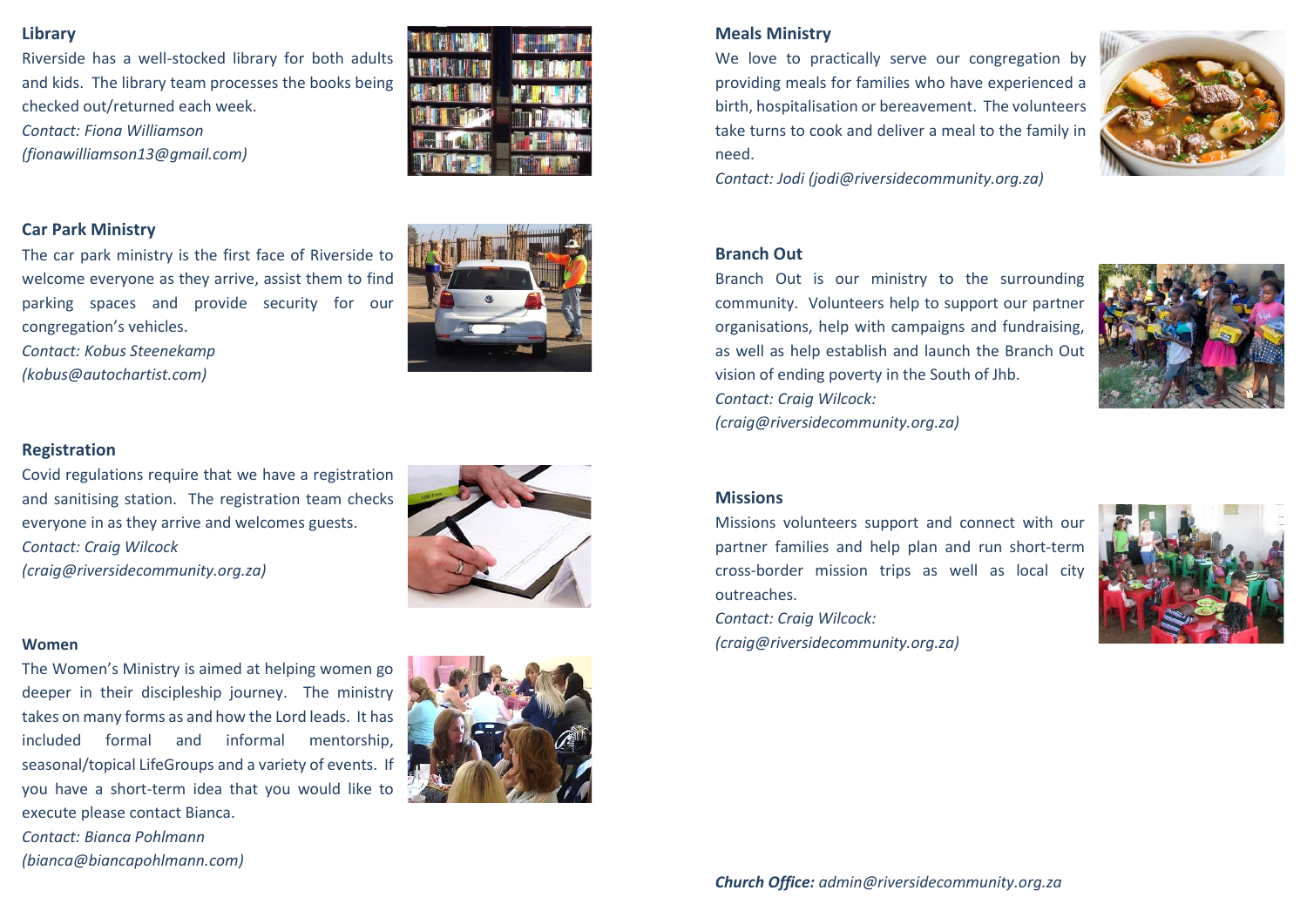## Library

Riverside has a well-stocked library for both adults and kids. The library team processes the books being checked out/returned each week.

*Contact: Fiona Williamson (fionawilliamson13@gmail.com)*

## Car Park Ministry

The car park ministry is the first face of Riverside to welcome everyone as they arrive, assist them to find parking spaces and provide security for our congregation's vehicles.

*Contact: Kobus Steenekamp (kobus@autochartist.com)*

## Registration

Covid regulations require that we have a registration and sanitising station. The registration team checks everyone in as they arrive and welcomes guests.

*Contact: Craig Wilcock (craig@riversidecommunity.org.za)*

## Women

The Women's Ministry is aimed at helping women go deeper in their discipleship journey. The ministry takes on many forms as and how the Lord leads. It has included formal and informal mentorship, seasonal/topical LifeGroups and a variety of events. If you have a short-term idea that you would like to execute please contact Bianca.

*Contact: Bianca Pohlmann (bianca@biancapohlmann.com)*

## Meals Ministry

We love to practically serve our congregation by providing meals for families who have experienced a birth, hospitalisation or bereavement. The volunteers take turns to cook and deliver a meal to the family in need.

*Contact: Jodi (jodi@riversidecommunity.org.za)*

## Branch Out

Branch Out is our ministry to the surrounding community. Volunteers help to support our partner organisations, help with campaigns and fundraising, as well as help establish and launch the Branch Out vision of ending poverty in the South of Jhb.

*Contact: Craig Wilcock: (craig@riversidecommunity.org.za)*

## Missions

Missions volunteers support and connect with our partner families and help plan and run short-term cross-border mission trips as well as local city outreaches.

*Contact: Craig Wilcock: (craig@riversidecommunity.org.za)*

***Church Office:*** *admin@riversidecommunity.org.za*